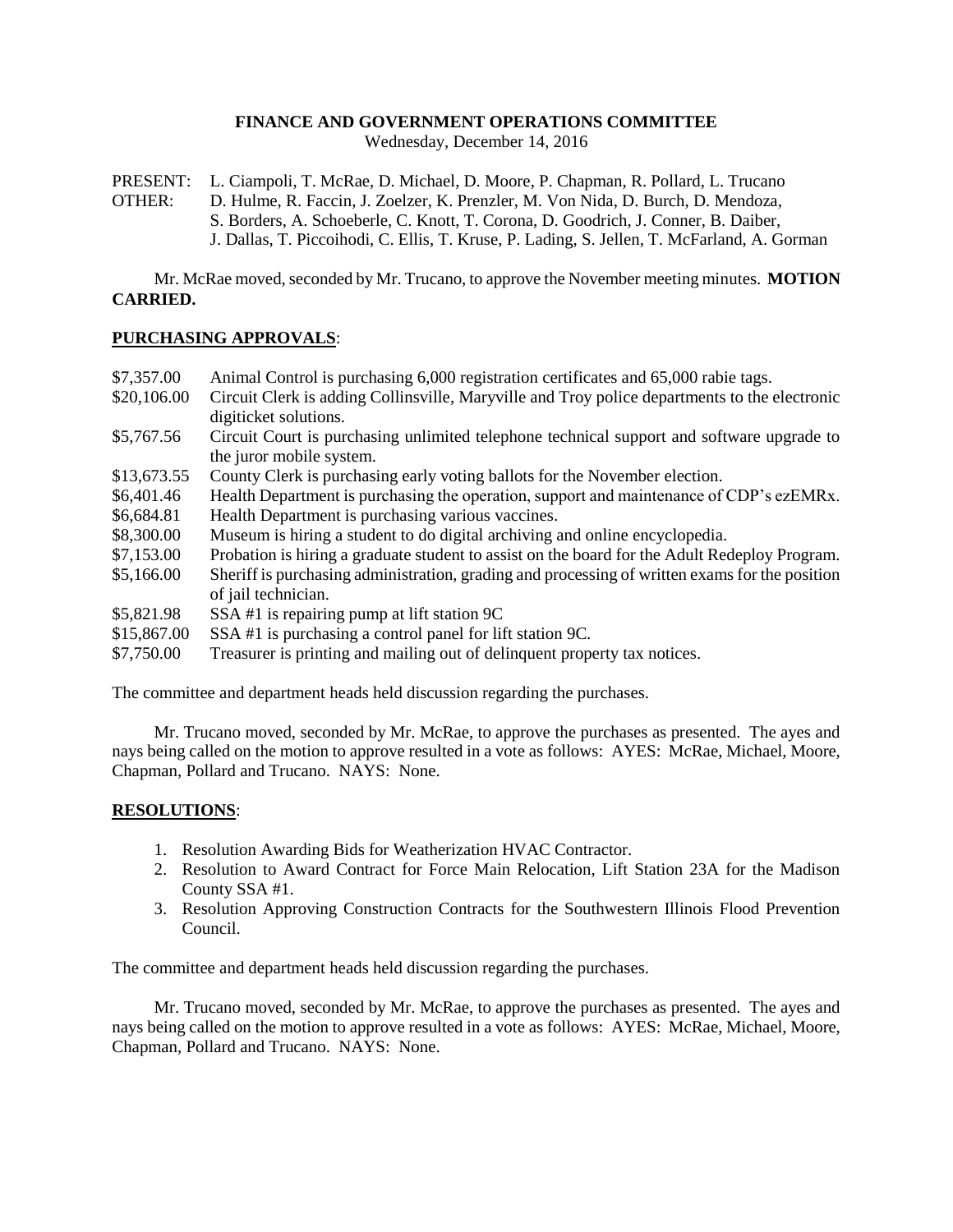# FINANCE AND GOVERNMENT OPERATIONS COMMITTEE

Wednesday, December 14, 2016

PRESENT: L. Ciampoli, T. McRae, D. Michael, D. Moore, P. Chapman, R. Pollard, L. Trucano
OTHER: D. Hulme, R. Faccin, J. Zoelzer, K. Prenzler, M. Von Nida, D. Burch, D. Mendoza, S. Borders, A. Schoeberle, C. Knott, T. Corona, D. Goodrich, J. Conner, B. Daiber, J. Dallas, T. Piccoihodi, C. Ellis, T. Kruse, P. Lading, S. Jellen, T. McFarland, A. Gorman

Mr. McRae moved, seconded by Mr. Trucano, to approve the November meeting minutes. **MOTION CARRIED.**

## PURCHASING APPROVALS:

| | |
|---|---|
| \$7,357.00 | Animal Control is purchasing 6,000 registration certificates and 65,000 rabie tags. |
| \$20,106.00 | Circuit Clerk is adding Collinsville, Maryville and Troy police departments to the electronic digiticket solutions. |
| \$5,767.56 | Circuit Court is purchasing unlimited telephone technical support and software upgrade to the juror mobile system. |
| \$13,673.55 | County Clerk is purchasing early voting ballots for the November election. |
| \$6,401.46 | Health Department is purchasing the operation, support and maintenance of CDP's ezEMRx. |
| \$6,684.81 | Health Department is purchasing various vaccines. |
| \$8,300.00 | Museum is hiring a student to do digital archiving and online encyclopedia. |
| \$7,153.00 | Probation is hiring a graduate student to assist on the board for the Adult Redeploy Program. |
| \$5,166.00 | Sheriff is purchasing administration, grading and processing of written exams for the position of jail technician. |
| \$5,821.98 | SSA #1 is repairing pump at lift station 9C |
| \$15,867.00 | SSA #1 is purchasing a control panel for lift station 9C. |
| \$7,750.00 | Treasurer is printing and mailing out of delinquent property tax notices. |

The committee and department heads held discussion regarding the purchases.

Mr. Trucano moved, seconded by Mr. McRae, to approve the purchases as presented. The ayes and nays being called on the motion to approve resulted in a vote as follows: AYES: McRae, Michael, Moore, Chapman, Pollard and Trucano. NAYS: None.

## RESOLUTIONS:

1. Resolution Awarding Bids for Weatherization HVAC Contractor.
2. Resolution to Award Contract for Force Main Relocation, Lift Station 23A for the Madison County SSA #1.
3. Resolution Approving Construction Contracts for the Southwestern Illinois Flood Prevention Council.

The committee and department heads held discussion regarding the purchases.

Mr. Trucano moved, seconded by Mr. McRae, to approve the purchases as presented. The ayes and nays being called on the motion to approve resulted in a vote as follows: AYES: McRae, Michael, Moore, Chapman, Pollard and Trucano. NAYS: None.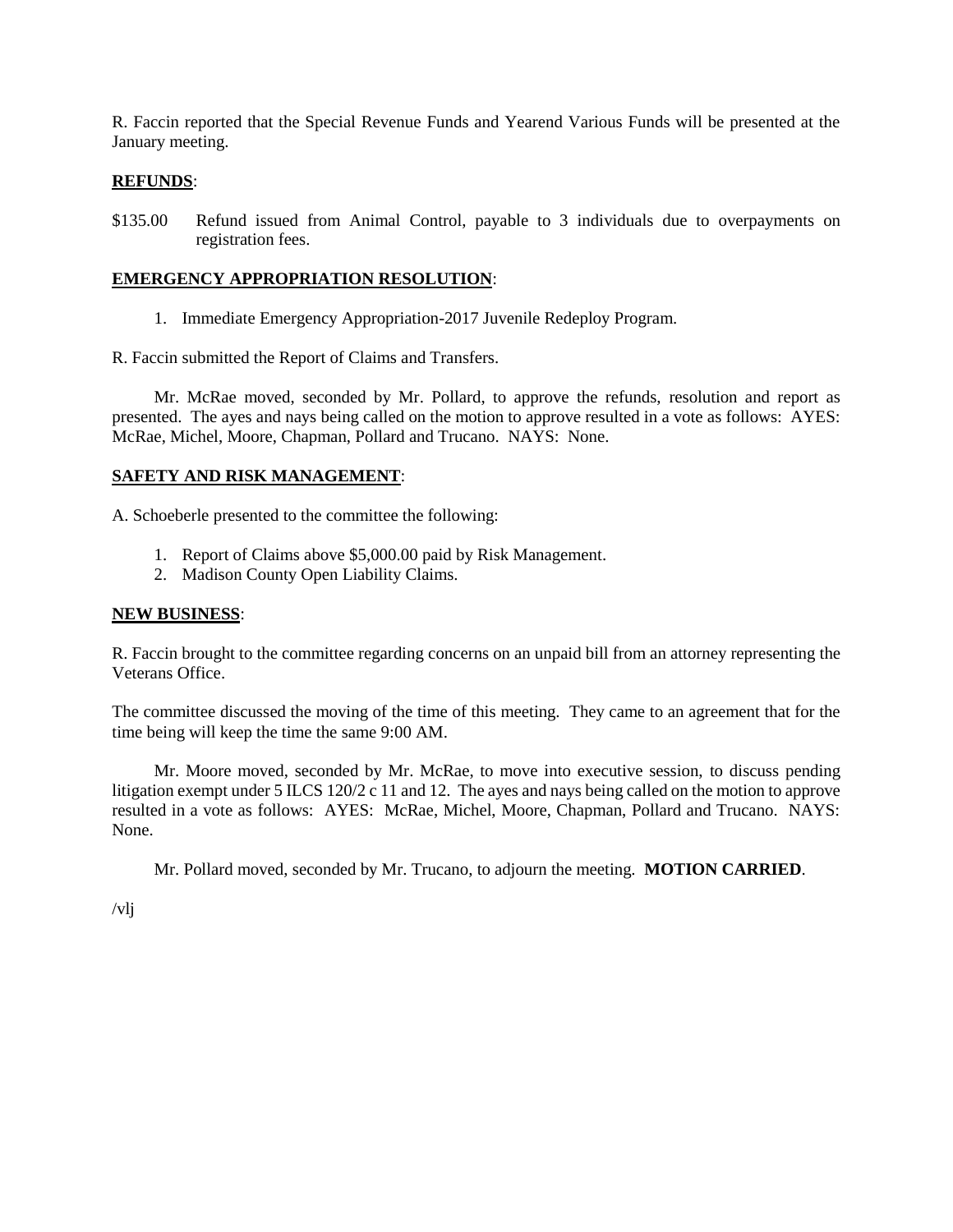R. Faccin reported that the Special Revenue Funds and Yearend Various Funds will be presented at the January meeting.

**REFUNDS**:

$135.00 Refund issued from Animal Control, payable to 3 individuals due to overpayments on registration fees.

**EMERGENCY APPROPRIATION RESOLUTION**:

1. Immediate Emergency Appropriation-2017 Juvenile Redeploy Program.

R. Faccin submitted the Report of Claims and Transfers.

Mr. McRae moved, seconded by Mr. Pollard, to approve the refunds, resolution and report as presented. The ayes and nays being called on the motion to approve resulted in a vote as follows: AYES: McRae, Michel, Moore, Chapman, Pollard and Trucano. NAYS: None.

**SAFETY AND RISK MANAGEMENT**:

A. Schoeberle presented to the committee the following:

1. Report of Claims above $5,000.00 paid by Risk Management.
2. Madison County Open Liability Claims.

**NEW BUSINESS**:

R. Faccin brought to the committee regarding concerns on an unpaid bill from an attorney representing the Veterans Office.

The committee discussed the moving of the time of this meeting. They came to an agreement that for the time being will keep the time the same 9:00 AM.

Mr. Moore moved, seconded by Mr. McRae, to move into executive session, to discuss pending litigation exempt under 5 ILCS 120/2 c 11 and 12. The ayes and nays being called on the motion to approve resulted in a vote as follows: AYES: McRae, Michel, Moore, Chapman, Pollard and Trucano. NAYS: None.

Mr. Pollard moved, seconded by Mr. Trucano, to adjourn the meeting. **MOTION CARRIED**.

/vlj